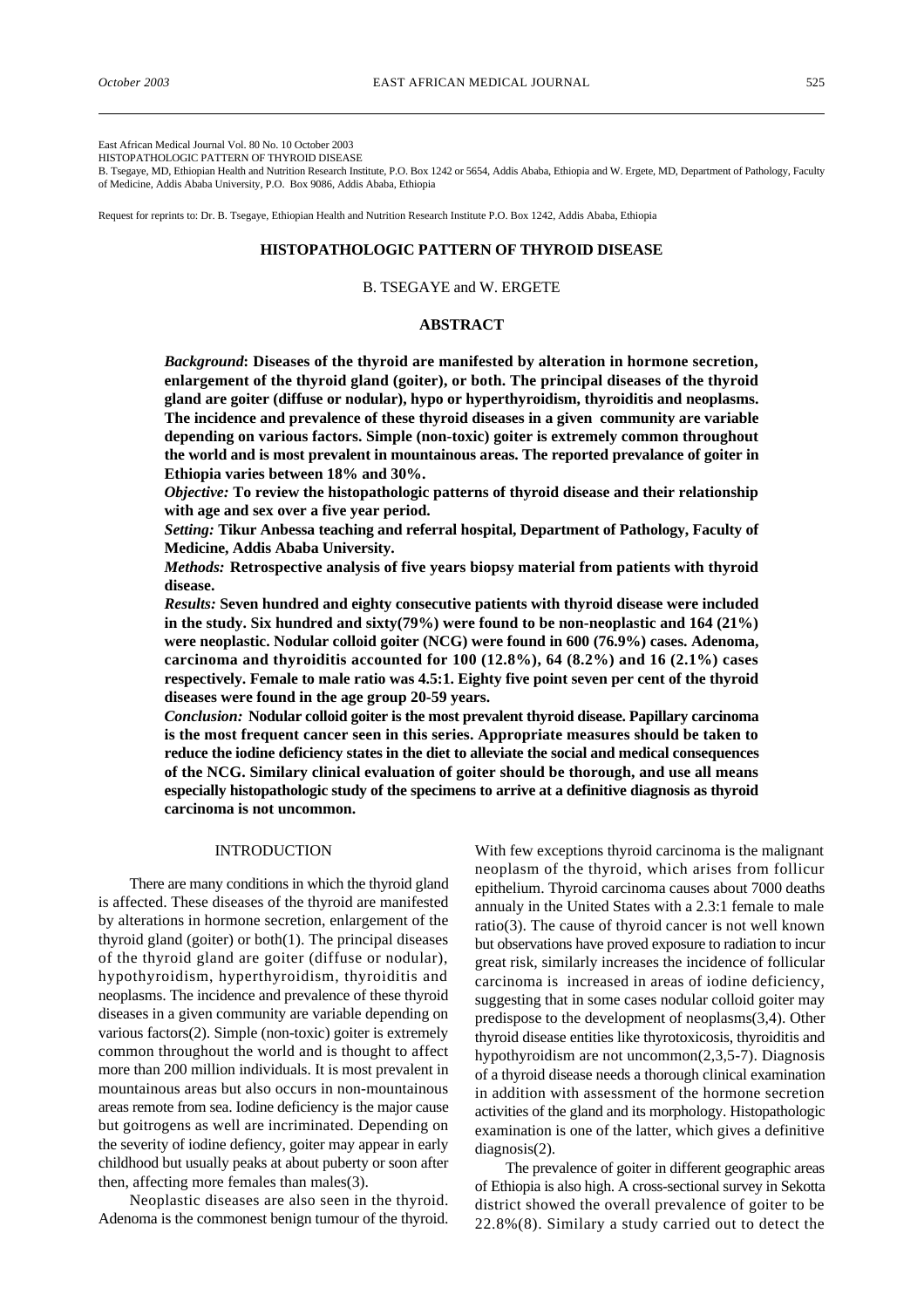East African Medical Journal Vol. 80 No. 10 October 2003
HISTOPATHOLOGIC PATTERN OF THYROID DISEASE
B. Tsegaye, MD, Ethiopian Health and Nutrition Research Institute, P.O. Box 1242 or 5654, Addis Ababa, Ethiopia and W. Ergete, MD, Department of Pathology, Faculty of Medicine, Addis Ababa University, P.O. Box 9086, Addis Ababa, Ethiopia

Request for reprints to: Dr. B. Tsegaye, Ethiopian Health and Nutrition Research Institute P.O. Box 1242, Addis Ababa, Ethiopia

# HISTOPATHOLOGIC PATTERN OF THYROID DISEASE

B. TSEGAYE and W. ERGETE

## ABSTRACT

***Background*: Diseases of the thyroid are manifested by alteration in hormone secretion, enlargement of the thyroid gland (goiter), or both. The principal diseases of the thyroid gland are goiter (diffuse or nodular), hypo or hyperthyroidism, thyroiditis and neoplasms. The incidence and prevalence of these thyroid diseases in a given community are variable depending on various factors. Simple (non-toxic) goiter is extremely common throughout the world and is most prevalent in mountainous areas. The reported prevalance of goiter in Ethiopia varies between 18% and 30%.**

***Objective:* To review the histopathologic patterns of thyroid disease and their relationship with age and sex over a five year period.**

***Setting:* Tikur Anbessa teaching and referral hospital, Department of Pathology, Faculty of Medicine, Addis Ababa University.**

***Methods:* Retrospective analysis of five years biopsy material from patients with thyroid disease.**

***Results:* Seven hundred and eighty consecutive patients with thyroid disease were included in the study. Six hundred and sixty(79%) were found to be non-neoplastic and 164 (21%) were neoplastic. Nodular colloid goiter (NCG) were found in 600 (76.9%) cases. Adenoma, carcinoma and thyroiditis accounted for 100 (12.8%), 64 (8.2%) and 16 (2.1%) cases respectively. Female to male ratio was 4.5:1. Eighty five point seven per cent of the thyroid diseases were found in the age group 20-59 years.**

***Conclusion:* Nodular colloid goiter is the most prevalent thyroid disease. Papillary carcinoma is the most frequent cancer seen in this series. Appropriate measures should be taken to reduce the iodine deficiency states in the diet to alleviate the social and medical consequences of the NCG. Similary clinical evaluation of goiter should be thorough, and use all means especially histopathologic study of the specimens to arrive at a definitive diagnosis as thyroid carcinoma is not uncommon.**

## INTRODUCTION

There are many conditions in which the thyroid gland is affected. These diseases of the thyroid are manifested by alterations in hormone secretion, enlargement of the thyroid gland (goiter) or both(1). The principal diseases of the thyroid gland are goiter (diffuse or nodular), hypothyroidism, hyperthyroidism, thyroiditis and neoplasms. The incidence and prevalence of these thyroid diseases in a given community are variable depending on various factors(2). Simple (non-toxic) goiter is extremely common throughout the world and is thought to affect more than 200 million individuals. It is most prevalent in mountainous areas but also occurs in non-mountainous areas remote from sea. Iodine deficiency is the major cause but goitrogens as well are incriminated. Depending on the severity of iodine defiency, goiter may appear in early childhood but usually peaks at about puberty or soon after then, affecting more females than males(3).

Neoplastic diseases are also seen in the thyroid. Adenoma is the commonest benign tumour of the thyroid. With few exceptions thyroid carcinoma is the malignant neoplasm of the thyroid, which arises from follicur epithelium. Thyroid carcinoma causes about 7000 deaths annualy in the United States with a 2.3:1 female to male ratio(3). The cause of thyroid cancer is not well known but observations have proved exposure to radiation to incur great risk, similarly increases the incidence of follicular carcinoma is increased in areas of iodine deficiency, suggesting that in some cases nodular colloid goiter may predispose to the development of neoplasms(3,4). Other thyroid disease entities like thyrotoxicosis, thyroiditis and hypothyroidism are not uncommon(2,3,5-7). Diagnosis of a thyroid disease needs a thorough clinical examination in addition with assessment of the hormone secretion activities of the gland and its morphology. Histopathologic examination is one of the latter, which gives a definitive diagnosis(2).

The prevalence of goiter in different geographic areas of Ethiopia is also high. A cross-sectional survey in Sekotta district showed the overall prevalence of goiter to be 22.8%(8). Similary a study carried out to detect the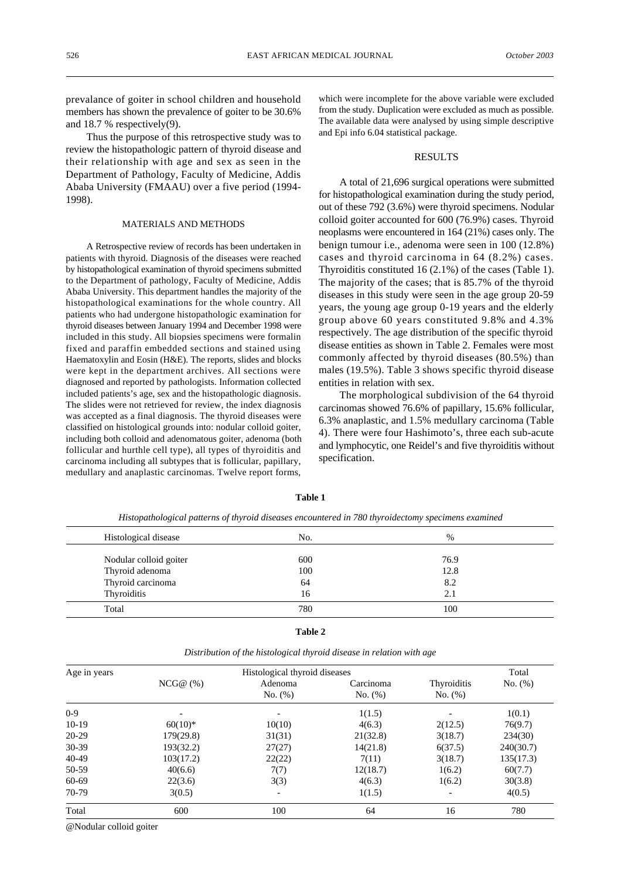prevalance of goiter in school children and household members has shown the prevalence of goiter to be 30.6% and 18.7 % respectively(9).

Thus the purpose of this retrospective study was to review the histopathologic pattern of thyroid disease and their relationship with age and sex as seen in the Department of Pathology, Faculty of Medicine, Addis Ababa University (FMAAU) over a five period (1994-1998).

## MATERIALS AND METHODS

A Retrospective review of records has been undertaken in patients with thyroid. Diagnosis of the diseases were reached by histopathological examination of thyroid specimens submitted to the Department of pathology, Faculty of Medicine, Addis Ababa University. This department handles the majority of the histopathological examinations for the whole country. All patients who had undergone histopathologic examination for thyroid diseases between January 1994 and December 1998 were included in this study. All biopsies specimens were formalin fixed and paraffin embedded sections and stained using Haematoxylin and Eosin (H&E). The reports, slides and blocks were kept in the department archives. All sections were diagnosed and reported by pathologists. Information collected included patients's age, sex and the histopathologic diagnosis. The slides were not retrieved for review, the index diagnosis was accepted as a final diagnosis. The thyroid diseases were classified on histological grounds into: nodular colloid goiter, including both colloid and adenomatous goiter, adenoma (both follicular and hurthle cell type), all types of thyroiditis and carcinoma including all subtypes that is follicular, papillary, medullary and anaplastic carcinomas. Twelve report forms, which were incomplete for the above variable were excluded from the study. Duplication were excluded as much as possible. The available data were analysed by using simple descriptive and Epi info 6.04 statistical package.

## RESULTS

A total of 21,696 surgical operations were submitted for histopathological examination during the study period, out of these 792 (3.6%) were thyroid specimens. Nodular colloid goiter accounted for 600 (76.9%) cases. Thyroid neoplasms were encountered in 164 (21%) cases only. The benign tumour i.e., adenoma were seen in 100 (12.8%) cases and thyroid carcinoma in 64 (8.2%) cases. Thyroiditis constituted 16 (2.1%) of the cases (Table 1). The majority of the cases; that is 85.7% of the thyroid diseases in this study were seen in the age group 20-59 years, the young age group 0-19 years and the elderly group above 60 years constituted 9.8% and 4.3% respectively. The age distribution of the specific thyroid disease entities as shown in Table 2. Females were most commonly affected by thyroid diseases (80.5%) than males (19.5%). Table 3 shows specific thyroid disease entities in relation with sex.

The morphological subdivision of the 64 thyroid carcinomas showed 76.6% of papillary, 15.6% follicular, 6.3% anaplastic, and 1.5% medullary carcinoma (Table 4). There were four Hashimoto's, three each sub-acute and lymphocytic, one Reidel's and five thyroiditis without specification.

**Table 1**

*Histopathological patterns of thyroid diseases encountered in 780 thyroidectomy specimens examined*

| Histological disease | No. | % |
|---|---|---|
| Nodular colloid goiter | 600 | 76.9 |
| Thyroid adenoma | 100 | 12.8 |
| Thyroid carcinoma | 64 | 8.2 |
| Thyroiditis | 16 | 2.1 |
| Total | 780 | 100 |

**Table 2**

*Distribution of the histological thyroid disease in relation with age*

| Age in years | Histological thyroid diseases | | | | Total |
|---|---|---|---|---|---|
| | NCG@ (%) | Adenoma No. (%) | Carcinoma No. (%) | Thyroiditis No. (%) | No. (%) |
| 0-9 | - | - | 1(1.5) | - | 1(0.1) |
| 10-19 | 60(10)* | 10(10) | 4(6.3) | 2(12.5) | 76(9.7) |
| 20-29 | 179(29.8) | 31(31) | 21(32.8) | 3(18.7) | 234(30) |
| 30-39 | 193(32.2) | 27(27) | 14(21.8) | 6(37.5) | 240(30.7) |
| 40-49 | 103(17.2) | 22(22) | 7(11) | 3(18.7) | 135(17.3) |
| 50-59 | 40(6.6) | 7(7) | 12(18.7) | 1(6.2) | 60(7.7) |
| 60-69 | 22(3.6) | 3(3) | 4(6.3) | 1(6.2) | 30(3.8) |
| 70-79 | 3(0.5) | - | 1(1.5) | - | 4(0.5) |
| Total | 600 | 100 | 64 | 16 | 780 |

@Nodular colloid goiter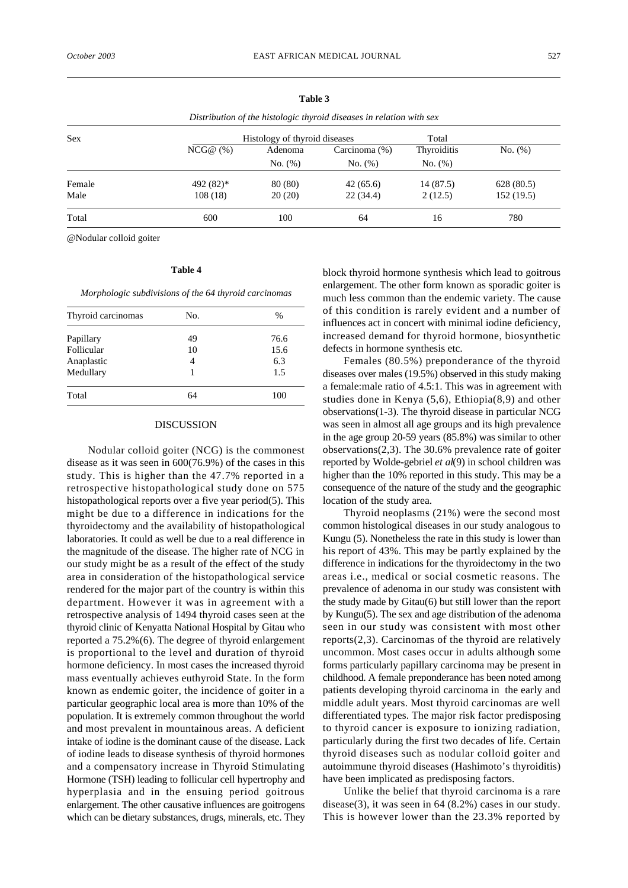**Table 3**

*Distribution of the histologic thyroid diseases in relation with sex*

| Sex | Histology of thyroid diseases | | | Total | |
|---|---|---|---|---|---|
| | NCG@ (%) | Adenoma No. (%) | Carcinoma (%) No. (%) | Thyroiditis No. (%) | No. (%) |
| Female | 492 (82)* | 80 (80) | 42 (65.6) | 14 (87.5) | 628 (80.5) |
| Male | 108 (18) | 20 (20) | 22 (34.4) | 2 (12.5) | 152 (19.5) |
| Total | 600 | 100 | 64 | 16 | 780 |

@Nodular colloid goiter

**Table 4**

*Morphologic subdivisions of the 64 thyroid carcinomas*

| Thyroid carcinomas | No. | % |
|---|---|---|
| Papillary | 49 | 76.6 |
| Follicular | 10 | 15.6 |
| Anaplastic | 4 | 6.3 |
| Medullary | 1 | 1.5 |
| Total | 64 | 100 |

## DISCUSSION

Nodular colloid goiter (NCG) is the commonest disease as it was seen in 600(76.9%) of the cases in this study. This is higher than the 47.7% reported in a retrospective histopathological study done on 575 histopathological reports over a five year period(5). This might be due to a difference in indications for the thyroidectomy and the availability of histopathological laboratories. It could as well be due to a real difference in the magnitude of the disease. The higher rate of NCG in our study might be as a result of the effect of the study area in consideration of the histopathological service rendered for the major part of the country is within this department. However it was in agreement with a retrospective analysis of 1494 thyroid cases seen at the thyroid clinic of Kenyatta National Hospital by Gitau who reported a 75.2%(6). The degree of thyroid enlargement is proportional to the level and duration of thyroid hormone deficiency. In most cases the increased thyroid mass eventually achieves euthyroid State. In the form known as endemic goiter, the incidence of goiter in a particular geographic local area is more than 10% of the population. It is extremely common throughout the world and most prevalent in mountainous areas. A deficient intake of iodine is the dominant cause of the disease. Lack of iodine leads to disease synthesis of thyroid hormones and a compensatory increase in Thyroid Stimulating Hormone (TSH) leading to follicular cell hypertrophy and hyperplasia and in the ensuing period goitrous enlargement. The other causative influences are goitrogens which can be dietary substances, drugs, minerals, etc. They block thyroid hormone synthesis which lead to goitrous enlargement. The other form known as sporadic goiter is much less common than the endemic variety. The cause of this condition is rarely evident and a number of influences act in concert with minimal iodine deficiency, increased demand for thyroid hormone, biosynthetic defects in hormone synthesis etc.

Females (80.5%) preponderance of the thyroid diseases over males (19.5%) observed in this study making a female:male ratio of 4.5:1. This was in agreement with studies done in Kenya (5,6), Ethiopia(8,9) and other observations(1-3). The thyroid disease in particular NCG was seen in almost all age groups and its high prevalence in the age group 20-59 years (85.8%) was similar to other observations(2,3). The 30.6% prevalence rate of goiter reported by Wolde-gebriel *et al*(9) in school children was higher than the 10% reported in this study. This may be a consequence of the nature of the study and the geographic location of the study area.

Thyroid neoplasms (21%) were the second most common histological diseases in our study analogous to Kungu (5). Nonetheless the rate in this study is lower than his report of 43%. This may be partly explained by the difference in indications for the thyroidectomy in the two areas i.e., medical or social cosmetic reasons. The prevalence of adenoma in our study was consistent with the study made by Gitau(6) but still lower than the report by Kungu(5). The sex and age distribution of the adenoma seen in our study was consistent with most other reports(2,3). Carcinomas of the thyroid are relatively uncommon. Most cases occur in adults although some forms particularly papillary carcinoma may be present in childhood. A female preponderance has been noted among patients developing thyroid carcinoma in the early and middle adult years. Most thyroid carcinomas are well differentiated types. The major risk factor predisposing to thyroid cancer is exposure to ionizing radiation, particularly during the first two decades of life. Certain thyroid diseases such as nodular colloid goiter and autoimmune thyroid diseases (Hashimoto's thyroiditis) have been implicated as predisposing factors.

Unlike the belief that thyroid carcinoma is a rare disease(3), it was seen in 64 (8.2%) cases in our study. This is however lower than the 23.3% reported by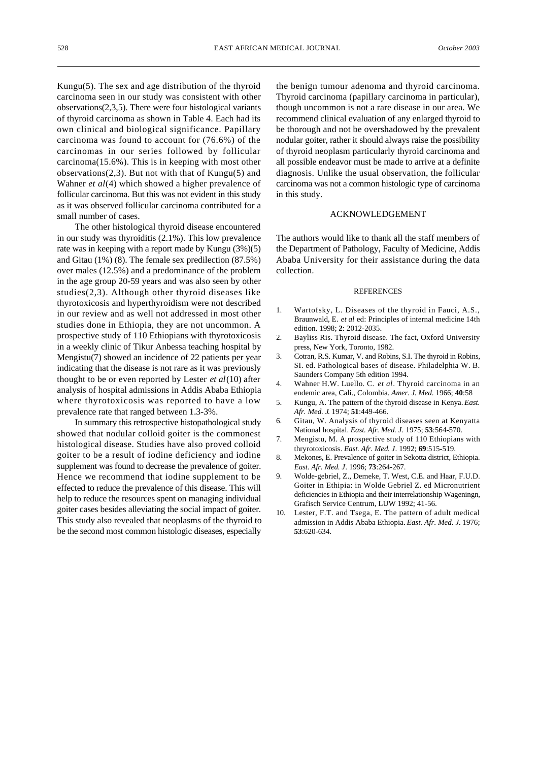Kungu(5). The sex and age distribution of the thyroid carcinoma seen in our study was consistent with other observations(2,3,5). There were four histological variants of thyroid carcinoma as shown in Table 4. Each had its own clinical and biological significance. Papillary carcinoma was found to account for (76.6%) of the carcinomas in our series followed by follicular carcinoma(15.6%). This is in keeping with most other observations(2,3). But not with that of Kungu(5) and Wahner *et al*(4) which showed a higher prevalence of follicular carcinoma. But this was not evident in this study as it was observed follicular carcinoma contributed for a small number of cases.

The other histological thyroid disease encountered in our study was thyroiditis (2.1%). This low prevalence rate was in keeping with a report made by Kungu (3%)(5) and Gitau (1%) (8). The female sex predilection (87.5%) over males (12.5%) and a predominance of the problem in the age group 20-59 years and was also seen by other studies(2,3). Although other thyroid diseases like thyrotoxicosis and hyperthyroidism were not described in our review and as well not addressed in most other studies done in Ethiopia, they are not uncommon. A prospective study of 110 Ethiopians with thyrotoxicosis in a weekly clinic of Tikur Anbessa teaching hospital by Mengistu(7) showed an incidence of 22 patients per year indicating that the disease is not rare as it was previously thought to be or even reported by Lester *et al*(10) after analysis of hospital admissions in Addis Ababa Ethiopia where thyrotoxicosis was reported to have a low prevalence rate that ranged between 1.3-3%.

In summary this retrospective histopathological study showed that nodular colloid goiter is the commonest histological disease. Studies have also proved colloid goiter to be a result of iodine deficiency and iodine supplement was found to decrease the prevalence of goiter. Hence we recommend that iodine supplement to be effected to reduce the prevalence of this disease. This will help to reduce the resources spent on managing individual goiter cases besides alleviating the social impact of goiter. This study also revealed that neoplasms of the thyroid to be the second most common histologic diseases, especially the benign tumour adenoma and thyroid carcinoma. Thyroid carcinoma (papillary carcinoma in particular), though uncommon is not a rare disease in our area. We recommend clinical evaluation of any enlarged thyroid to be thorough and not be overshadowed by the prevalent nodular goiter, rather it should always raise the possibility of thyroid neoplasm particularly thyroid carcinoma and all possible endeavor must be made to arrive at a definite diagnosis. Unlike the usual observation, the follicular carcinoma was not a common histologic type of carcinoma in this study.

## ACKNOWLEDGEMENT

The authors would like to thank all the staff members of the Department of Pathology, Faculty of Medicine, Addis Ababa University for their assistance during the data collection.

## REFERENCES

1. Wartofsky, L. Diseases of the thyroid in Fauci, A.S., Braunwald, E. *et al* ed: Principles of internal medicine 14th edition. 1998; **2**: 2012-2035.
2. Bayliss Ris. Thyroid disease. The fact, Oxford University press, New York, Toronto, 1982.
3. Cotran, R.S. Kumar, V. and Robins, S.I. The thyroid in Robins, SI. ed. Pathological bases of disease. Philadelphia W. B. Saunders Company 5th edition 1994.
4. Wahner H.W. Luello. C. *et al*. Thyroid carcinoma in an endemic area, Cali., Colombia. *Amer. J. Med*. 1966; **40**:58
5. Kungu, A. The pattern of the thyroid disease in Kenya. *East. Afr. Med. J.* 1974; **51**:449-466.
6. Gitau, W. Analysis of thyroid diseases seen at Kenyatta National hospital. *East. Afr. Med. J.* 1975; **53**:564-570.
7. Mengistu, M. A prospective study of 110 Ethiopians with thryrotoxicosis. *East. Afr. Med. J*. 1992; **69**:515-519.
8. Mekones, E. Prevalence of goiter in Sekotta district, Ethiopia. *East. Afr. Med. J*. 1996; **73**:264-267.
9. Wolde-gebriel, Z., Demeke, T. West, C.E. and Haar, F.U.D. Goiter in Ethipia: in Wolde Gebriel Z. ed Micronutrient deficiencies in Ethiopia and their interrelationship Wageningn, Grafisch Service Centrum, LUW 1992; 41-56.
10. Lester, F.T. and Tsega, E. The pattern of adult medical admission in Addis Ababa Ethiopia. *East. Afr. Med. J*. 1976; **53**:620-634.